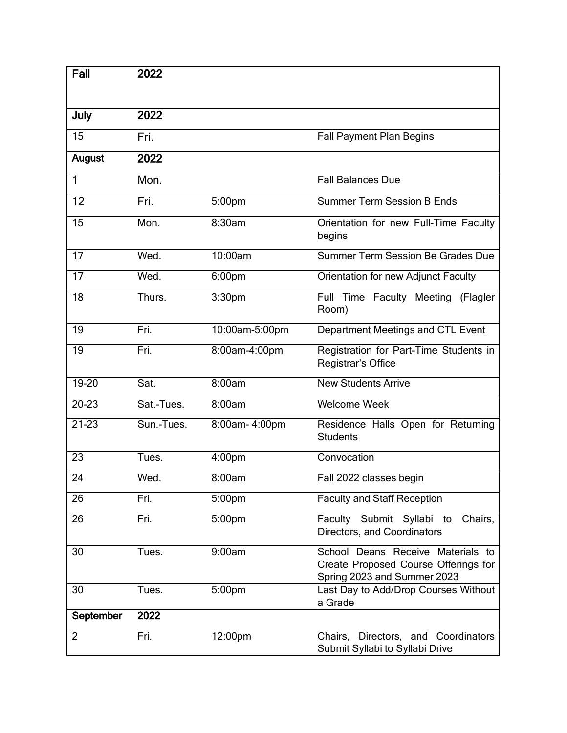| Fall | 2022 | | |
|---|---|---|---|
| **July** | **2022** | | |
| 15 | Fri. | | Fall Payment Plan Begins |
| **August** | **2022** | | |
| 1 | Mon. | | Fall Balances Due |
| 12 | Fri. | 5:00pm | Summer Term Session B Ends |
| 15 | Mon. | 8:30am | Orientation for new Full-Time Faculty begins |
| 17 | Wed. | 10:00am | Summer Term Session Be Grades Due |
| 17 | Wed. | 6:00pm | Orientation for new Adjunct Faculty |
| 18 | Thurs. | 3:30pm | Full Time Faculty Meeting (Flagler Room) |
| 19 | Fri. | 10:00am-5:00pm | Department Meetings and CTL Event |
| 19 | Fri. | 8:00am-4:00pm | Registration for Part-Time Students in Registrar's Office |
| 19-20 | Sat. | 8:00am | New Students Arrive |
| 20-23 | Sat.-Tues. | 8:00am | Welcome Week |
| 21-23 | Sun.-Tues. | 8:00am- 4:00pm | Residence Halls Open for Returning Students |
| 23 | Tues. | 4:00pm | Convocation |
| 24 | Wed. | 8:00am | Fall 2022 classes begin |
| 26 | Fri. | 5:00pm | Faculty and Staff Reception |
| 26 | Fri. | 5:00pm | Faculty Submit Syllabi to Chairs, Directors, and Coordinators |
| 30 | Tues. | 9:00am | School Deans Receive Materials to Create Proposed Course Offerings for Spring 2023 and Summer 2023 |
| 30 | Tues. | 5:00pm | Last Day to Add/Drop Courses Without a Grade |
| **September** | **2022** | | |
| 2 | Fri. | 12:00pm | Chairs, Directors, and Coordinators Submit Syllabi to Syllabi Drive |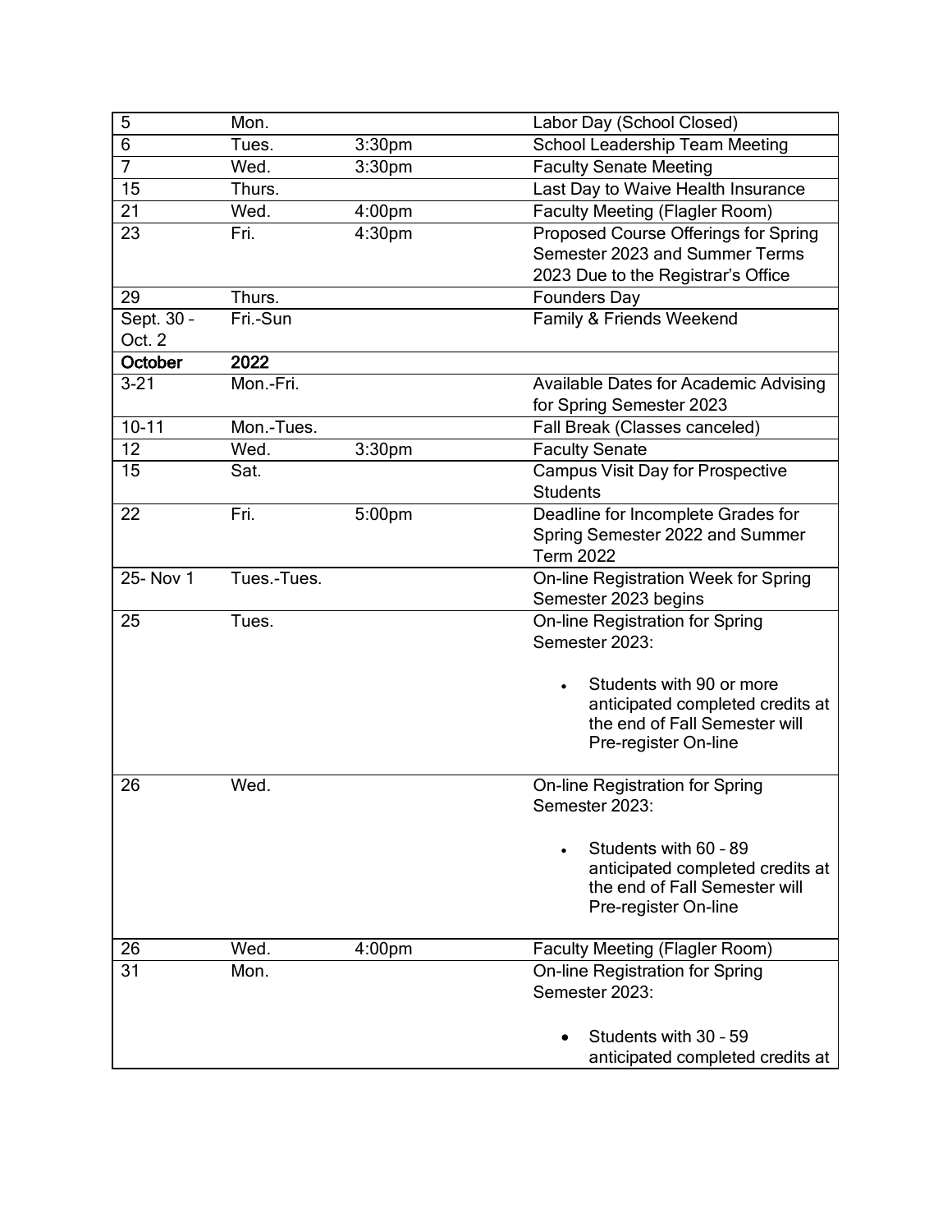| | | | |
|---|---|---|---|
| 5 | Mon. | | Labor Day (School Closed) |
| 6 | Tues. | 3:30pm | School Leadership Team Meeting |
| 7 | Wed. | 3:30pm | Faculty Senate Meeting |
| 15 | Thurs. | | Last Day to Waive Health Insurance |
| 21 | Wed. | 4:00pm | Faculty Meeting (Flagler Room) |
| 23 | Fri. | 4:30pm | Proposed Course Offerings for Spring Semester 2023 and Summer Terms 2023 Due to the Registrar's Office |
| 29 | Thurs. | | Founders Day |
| Sept. 30 – Oct. 2 | Fri.-Sun | | Family & Friends Weekend |
| **October** | **2022** | | |
| 3-21 | Mon.-Fri. | | Available Dates for Academic Advising for Spring Semester 2023 |
| 10-11 | Mon.-Tues. | | Fall Break (Classes canceled) |
| 12 | Wed. | 3:30pm | Faculty Senate |
| 15 | Sat. | | Campus Visit Day for Prospective Students |
| 22 | Fri. | 5:00pm | Deadline for Incomplete Grades for Spring Semester 2022 and Summer Term 2022 |
| 25- Nov 1 | Tues.-Tues. | | On-line Registration Week for Spring Semester 2023 begins |
| 25 | Tues. | | On-line Registration for Spring Semester 2023: • Students with 90 or more anticipated completed credits at the end of Fall Semester will Pre-register On-line |
| 26 | Wed. | | On-line Registration for Spring Semester 2023: • Students with 60 – 89 anticipated completed credits at the end of Fall Semester will Pre-register On-line |
| 26 | Wed. | 4:00pm | Faculty Meeting (Flagler Room) |
| 31 | Mon. | | On-line Registration for Spring Semester 2023: • Students with 30 – 59 anticipated completed credits at |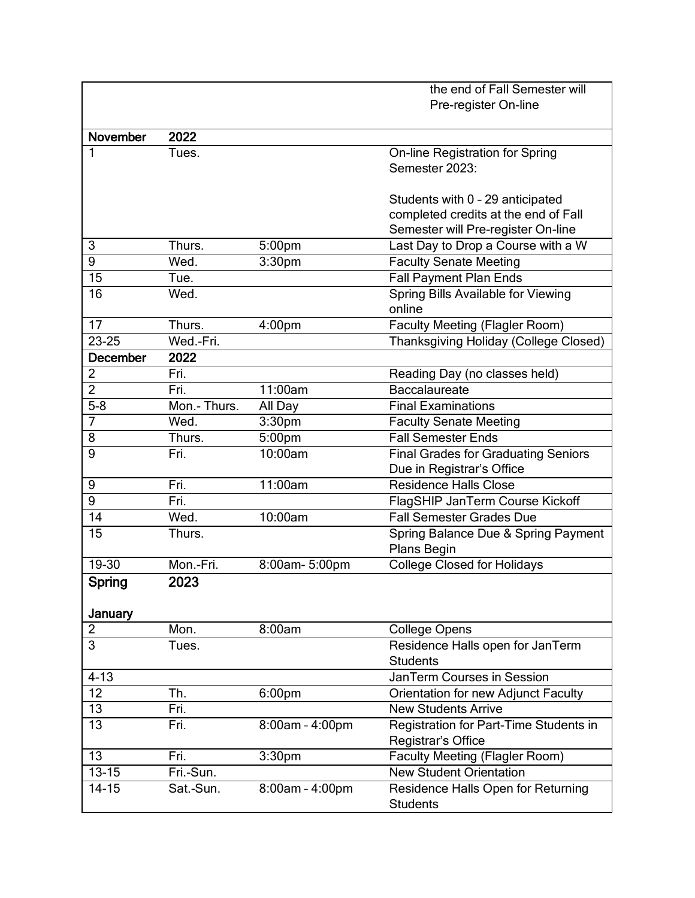| | | | |
|---|---|---|---|
| | | | the end of Fall Semester will Pre-register On-line |
| **November** | **2022** | | |
| 1 | Tues. | | On-line Registration for Spring Semester 2023:<br><br>Students with 0 – 29 anticipated completed credits at the end of Fall Semester will Pre-register On-line |
| 3 | Thurs. | 5:00pm | Last Day to Drop a Course with a W |
| 9 | Wed. | 3:30pm | Faculty Senate Meeting |
| 15 | Tue. | | Fall Payment Plan Ends |
| 16 | Wed. | | Spring Bills Available for Viewing online |
| 17 | Thurs. | 4:00pm | Faculty Meeting (Flagler Room) |
| 23-25 | Wed.-Fri. | | Thanksgiving Holiday (College Closed) |
| **December** | **2022** | | |
| 2 | Fri. | | Reading Day (no classes held) |
| 2 | Fri. | 11:00am | Baccalaureate |
| 5-8 | Mon.- Thurs. | All Day | Final Examinations |
| 7 | Wed. | 3:30pm | Faculty Senate Meeting |
| 8 | Thurs. | 5:00pm | Fall Semester Ends |
| 9 | Fri. | 10:00am | Final Grades for Graduating Seniors Due in Registrar's Office |
| 9 | Fri. | 11:00am | Residence Halls Close |
| 9 | Fri. | | FlagSHIP JanTerm Course Kickoff |
| 14 | Wed. | 10:00am | Fall Semester Grades Due |
| 15 | Thurs. | | Spring Balance Due & Spring Payment Plans Begin |
| 19-30 | Mon.-Fri. | 8:00am- 5:00pm | College Closed for Holidays |
| **Spring**<br><br>**January** | **2023** | | |
| 2 | Mon. | 8:00am | College Opens |
| 3 | Tues. | | Residence Halls open for JanTerm Students |
| 4-13 | | | JanTerm Courses in Session |
| 12 | Th. | 6:00pm | Orientation for new Adjunct Faculty |
| 13 | Fri. | | New Students Arrive |
| 13 | Fri. | 8:00am – 4:00pm | Registration for Part-Time Students in Registrar's Office |
| 13 | Fri. | 3:30pm | Faculty Meeting (Flagler Room) |
| 13-15 | Fri.-Sun. | | New Student Orientation |
| 14-15 | Sat.-Sun. | 8:00am – 4:00pm | Residence Halls Open for Returning Students |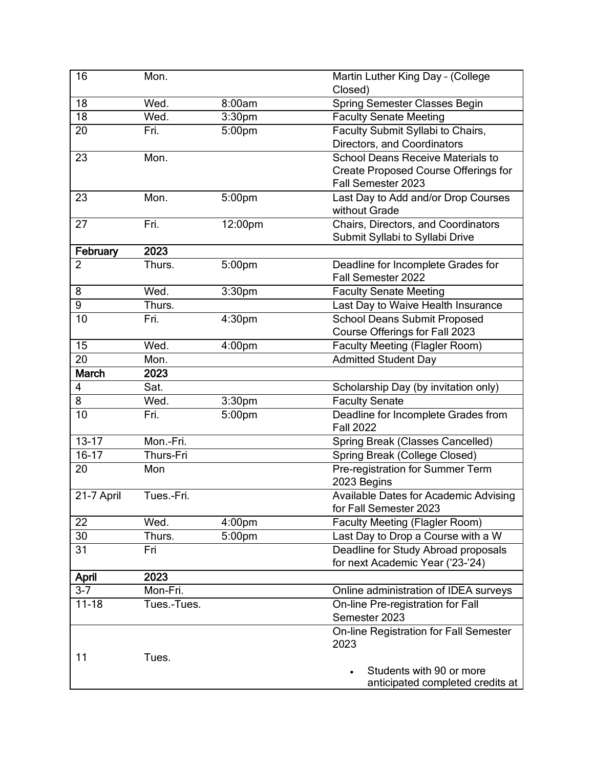| 16 | Mon. | | Martin Luther King Day – (College Closed) |
|---|---|---|---|
| 18 | Wed. | 8:00am | Spring Semester Classes Begin |
| 18 | Wed. | 3:30pm | Faculty Senate Meeting |
| 20 | Fri. | 5:00pm | Faculty Submit Syllabi to Chairs, Directors, and Coordinators |
| 23 | Mon. | | School Deans Receive Materials to Create Proposed Course Offerings for Fall Semester 2023 |
| 23 | Mon. | 5:00pm | Last Day to Add and/or Drop Courses without Grade |
| 27 | Fri. | 12:00pm | Chairs, Directors, and Coordinators Submit Syllabi to Syllabi Drive |
| **February** | **2023** | | |
| 2 | Thurs. | 5:00pm | Deadline for Incomplete Grades for Fall Semester 2022 |
| 8 | Wed. | 3:30pm | Faculty Senate Meeting |
| 9 | Thurs. | | Last Day to Waive Health Insurance |
| 10 | Fri. | 4:30pm | School Deans Submit Proposed Course Offerings for Fall 2023 |
| 15 | Wed. | 4:00pm | Faculty Meeting (Flagler Room) |
| 20 | Mon. | | Admitted Student Day |
| **March** | **2023** | | |
| 4 | Sat. | | Scholarship Day (by invitation only) |
| 8 | Wed. | 3:30pm | Faculty Senate |
| 10 | Fri. | 5:00pm | Deadline for Incomplete Grades from Fall 2022 |
| 13-17 | Mon.-Fri. | | Spring Break (Classes Cancelled) |
| 16-17 | Thurs-Fri | | Spring Break (College Closed) |
| 20 | Mon | | Pre-registration for Summer Term 2023 Begins |
| 21-7 April | Tues.-Fri. | | Available Dates for Academic Advising for Fall Semester 2023 |
| 22 | Wed. | 4:00pm | Faculty Meeting (Flagler Room) |
| 30 | Thurs. | 5:00pm | Last Day to Drop a Course with a W |
| 31 | Fri | | Deadline for Study Abroad proposals for next Academic Year ('23-'24) |
| **April** | **2023** | | |
| 3-7 | Mon-Fri. | | Online administration of IDEA surveys |
| 11-18 | Tues.-Tues. | | On-line Pre-registration for Fall Semester 2023 |
| 11 | Tues. | | On-line Registration for Fall Semester 2023<br>• Students with 90 or more anticipated completed credits at |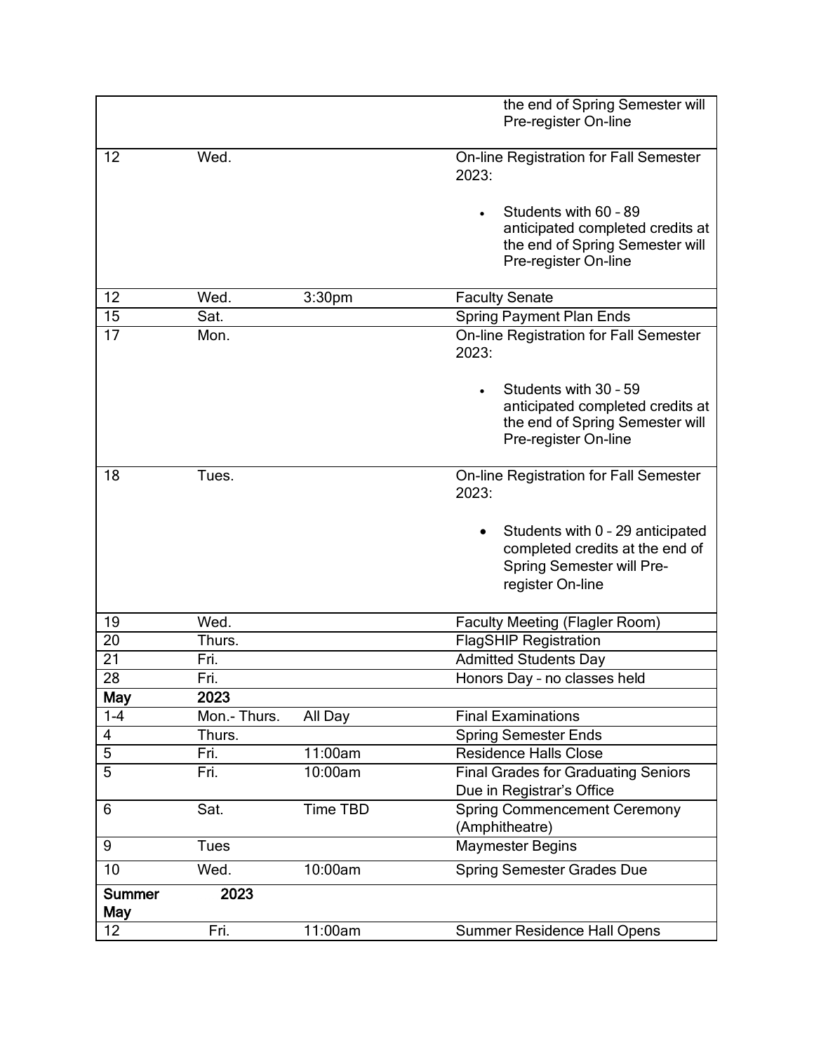| | | | |
|---|---|---|---|
| | | | • the end of Spring Semester will Pre-register On-line |
| 12 | Wed. | | On-line Registration for Fall Semester 2023:<br>• Students with 60 – 89 anticipated completed credits at the end of Spring Semester will Pre-register On-line |
| 12 | Wed. | 3:30pm | Faculty Senate |
| 15 | Sat. | | Spring Payment Plan Ends |
| 17 | Mon. | | On-line Registration for Fall Semester 2023:<br>• Students with 30 – 59 anticipated completed credits at the end of Spring Semester will Pre-register On-line |
| 18 | Tues. | | On-line Registration for Fall Semester 2023:<br>• Students with 0 – 29 anticipated completed credits at the end of Spring Semester will Pre-register On-line |
| 19 | Wed. | | Faculty Meeting (Flagler Room) |
| 20 | Thurs. | | FlagSHIP Registration |
| 21 | Fri. | | Admitted Students Day |
| 28 | Fri. | | Honors Day – no classes held |
| **May** | **2023** | | |
| 1-4 | Mon.- Thurs. | All Day | Final Examinations |
| 4 | Thurs. | | Spring Semester Ends |
| 5 | Fri. | 11:00am | Residence Halls Close |
| 5 | Fri. | 10:00am | Final Grades for Graduating Seniors Due in Registrar's Office |
| 6 | Sat. | Time TBD | Spring Commencement Ceremony (Amphitheatre) |
| 9 | Tues | | Maymester Begins |
| 10 | Wed. | 10:00am | Spring Semester Grades Due |
| **Summer May** | **2023** | | |
| 12 | Fri. | 11:00am | Summer Residence Hall Opens |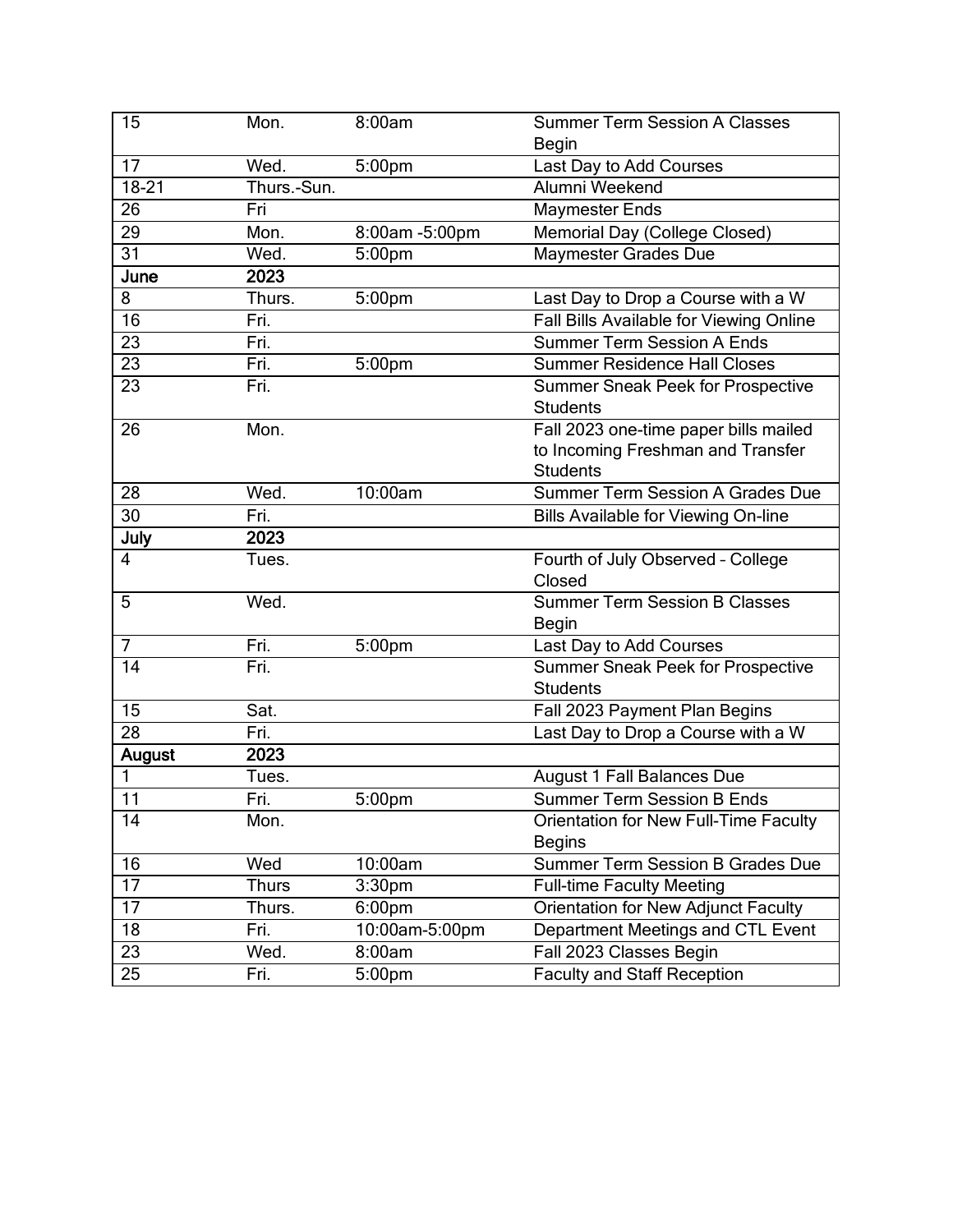| | | | |
|---|---|---|---|
| 15 | Mon. | 8:00am | Summer Term Session A Classes Begin |
| 17 | Wed. | 5:00pm | Last Day to Add Courses |
| 18-21 | Thurs.-Sun. | | Alumni Weekend |
| 26 | Fri | | Maymester Ends |
| 29 | Mon. | 8:00am -5:00pm | Memorial Day (College Closed) |
| 31 | Wed. | 5:00pm | Maymester Grades Due |
| **June** | **2023** | | |
| 8 | Thurs. | 5:00pm | Last Day to Drop a Course with a W |
| 16 | Fri. | | Fall Bills Available for Viewing Online |
| 23 | Fri. | | Summer Term Session A Ends |
| 23 | Fri. | 5:00pm | Summer Residence Hall Closes |
| 23 | Fri. | | Summer Sneak Peek for Prospective Students |
| 26 | Mon. | | Fall 2023 one-time paper bills mailed to Incoming Freshman and Transfer Students |
| 28 | Wed. | 10:00am | Summer Term Session A Grades Due |
| 30 | Fri. | | Bills Available for Viewing On-line |
| **July** | **2023** | | |
| 4 | Tues. | | Fourth of July Observed – College Closed |
| 5 | Wed. | | Summer Term Session B Classes Begin |
| 7 | Fri. | 5:00pm | Last Day to Add Courses |
| 14 | Fri. | | Summer Sneak Peek for Prospective Students |
| 15 | Sat. | | Fall 2023 Payment Plan Begins |
| 28 | Fri. | | Last Day to Drop a Course with a W |
| **August** | **2023** | | |
| 1 | Tues. | | August 1 Fall Balances Due |
| 11 | Fri. | 5:00pm | Summer Term Session B Ends |
| 14 | Mon. | | Orientation for New Full-Time Faculty Begins |
| 16 | Wed | 10:00am | Summer Term Session B Grades Due |
| 17 | Thurs | 3:30pm | Full-time Faculty Meeting |
| 17 | Thurs. | 6:00pm | Orientation for New Adjunct Faculty |
| 18 | Fri. | 10:00am-5:00pm | Department Meetings and CTL Event |
| 23 | Wed. | 8:00am | Fall 2023 Classes Begin |
| 25 | Fri. | 5:00pm | Faculty and Staff Reception |